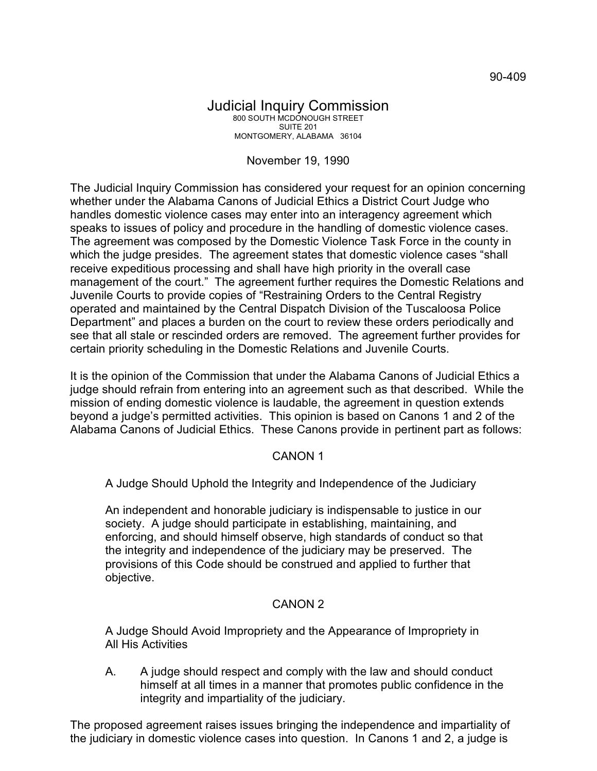90-409

# Judicial Inquiry Commission

800 SOUTH MCDONOUGH STREET
SUITE 201
MONTGOMERY, ALABAMA 36104

November 19, 1990

The Judicial Inquiry Commission has considered your request for an opinion concerning whether under the Alabama Canons of Judicial Ethics a District Court Judge who handles domestic violence cases may enter into an interagency agreement which speaks to issues of policy and procedure in the handling of domestic violence cases. The agreement was composed by the Domestic Violence Task Force in the county in which the judge presides. The agreement states that domestic violence cases "shall receive expeditious processing and shall have high priority in the overall case management of the court." The agreement further requires the Domestic Relations and Juvenile Courts to provide copies of "Restraining Orders to the Central Registry operated and maintained by the Central Dispatch Division of the Tuscaloosa Police Department" and places a burden on the court to review these orders periodically and see that all stale or rescinded orders are removed. The agreement further provides for certain priority scheduling in the Domestic Relations and Juvenile Courts.

It is the opinion of the Commission that under the Alabama Canons of Judicial Ethics a judge should refrain from entering into an agreement such as that described. While the mission of ending domestic violence is laudable, the agreement in question extends beyond a judge's permitted activities. This opinion is based on Canons 1 and 2 of the Alabama Canons of Judicial Ethics. These Canons provide in pertinent part as follows:

CANON 1

> A Judge Should Uphold the Integrity and Independence of the Judiciary
>
> An independent and honorable judiciary is indispensable to justice in our society. A judge should participate in establishing, maintaining, and enforcing, and should himself observe, high standards of conduct so that the integrity and independence of the judiciary may be preserved. The provisions of this Code should be construed and applied to further that objective.

CANON 2

> A Judge Should Avoid Impropriety and the Appearance of Impropriety in All His Activities
>
> A. A judge should respect and comply with the law and should conduct himself at all times in a manner that promotes public confidence in the integrity and impartiality of the judiciary.

The proposed agreement raises issues bringing the independence and impartiality of the judiciary in domestic violence cases into question. In Canons 1 and 2, a judge is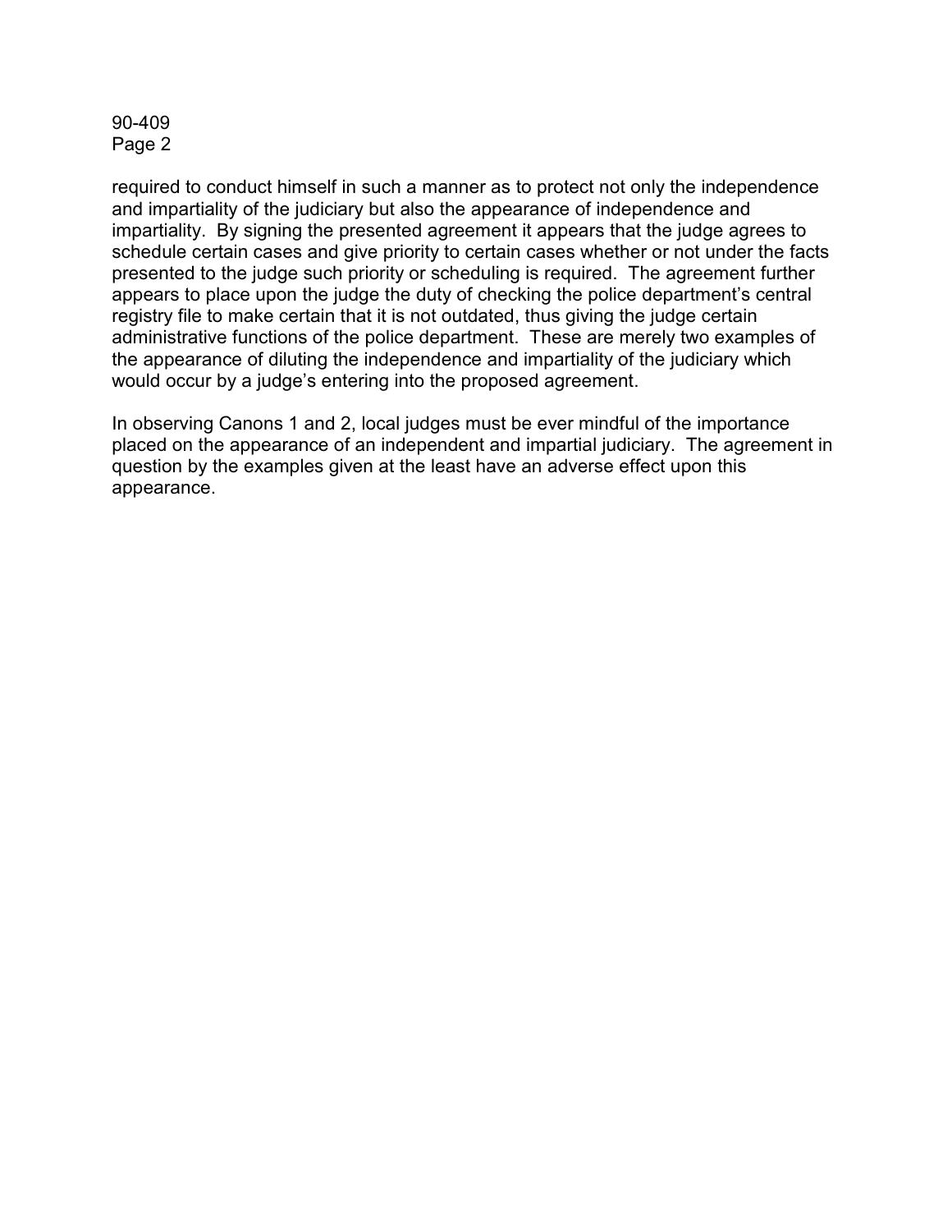required to conduct himself in such a manner as to protect not only the independence and impartiality of the judiciary but also the appearance of independence and impartiality. By signing the presented agreement it appears that the judge agrees to schedule certain cases and give priority to certain cases whether or not under the facts presented to the judge such priority or scheduling is required. The agreement further appears to place upon the judge the duty of checking the police department's central registry file to make certain that it is not outdated, thus giving the judge certain administrative functions of the police department. These are merely two examples of the appearance of diluting the independence and impartiality of the judiciary which would occur by a judge's entering into the proposed agreement.

In observing Canons 1 and 2, local judges must be ever mindful of the importance placed on the appearance of an independent and impartial judiciary. The agreement in question by the examples given at the least have an adverse effect upon this appearance.